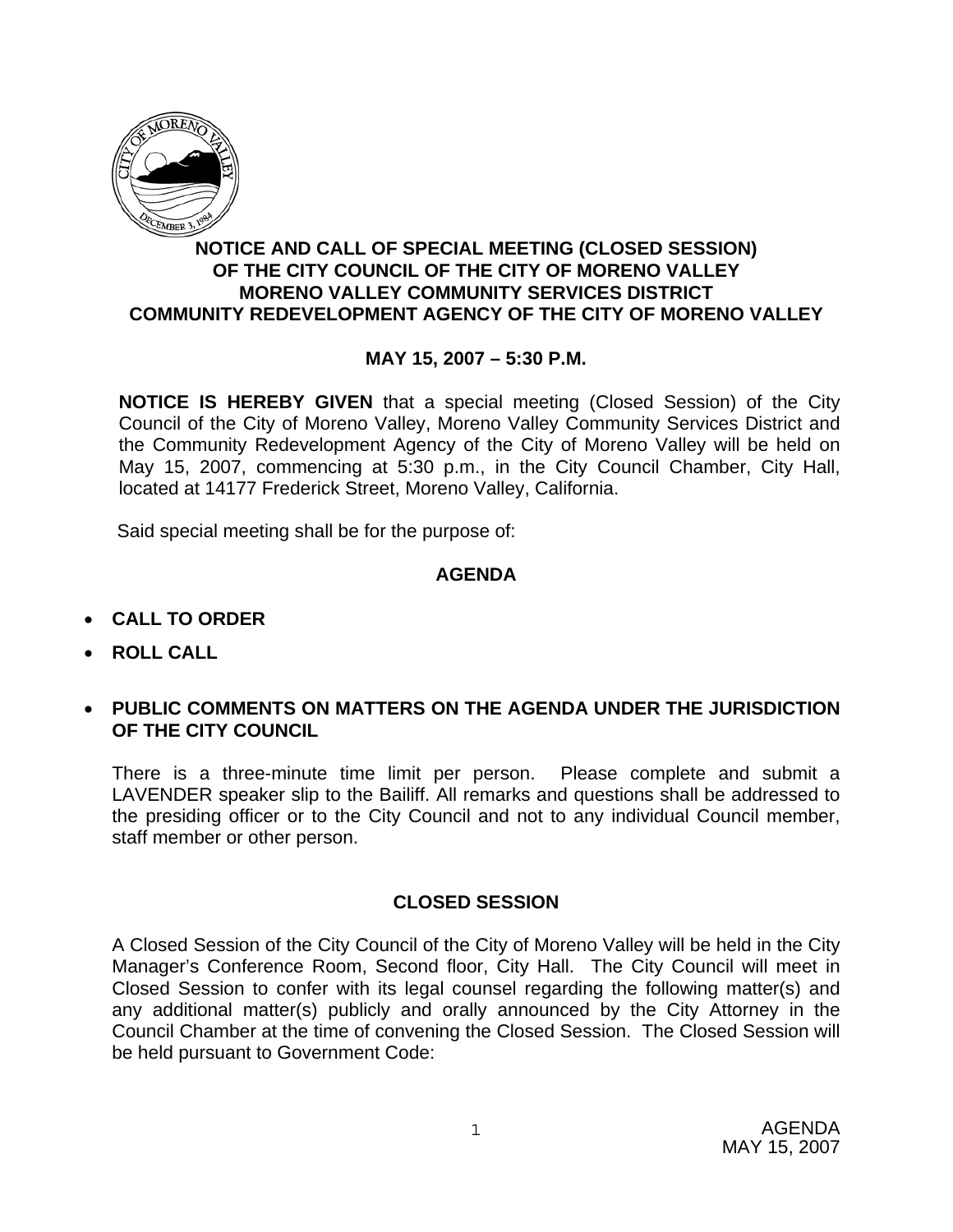**NOTICE AND CALL OF SPECIAL MEETING (CLOSED SESSION)**
**OF THE CITY COUNCIL OF THE CITY OF MORENO VALLEY**
**MORENO VALLEY COMMUNITY SERVICES DISTRICT**
**COMMUNITY REDEVELOPMENT AGENCY OF THE CITY OF MORENO VALLEY**

**MAY 15, 2007 – 5:30 P.M.**

**NOTICE IS HEREBY GIVEN** that a special meeting (Closed Session) of the City Council of the City of Moreno Valley, Moreno Valley Community Services District and the Community Redevelopment Agency of the City of Moreno Valley will be held on May 15, 2007, commencing at 5:30 p.m., in the City Council Chamber, City Hall, located at 14177 Frederick Street, Moreno Valley, California.

Said special meeting shall be for the purpose of:

## AGENDA

- **CALL TO ORDER**
- **ROLL CALL**
- **PUBLIC COMMENTS ON MATTERS ON THE AGENDA UNDER THE JURISDICTION OF THE CITY COUNCIL**

There is a three-minute time limit per person. Please complete and submit a LAVENDER speaker slip to the Bailiff. All remarks and questions shall be addressed to the presiding officer or to the City Council and not to any individual Council member, staff member or other person.

## CLOSED SESSION

A Closed Session of the City Council of the City of Moreno Valley will be held in the City Manager's Conference Room, Second floor, City Hall. The City Council will meet in Closed Session to confer with its legal counsel regarding the following matter(s) and any additional matter(s) publicly and orally announced by the City Attorney in the Council Chamber at the time of convening the Closed Session. The Closed Session will be held pursuant to Government Code: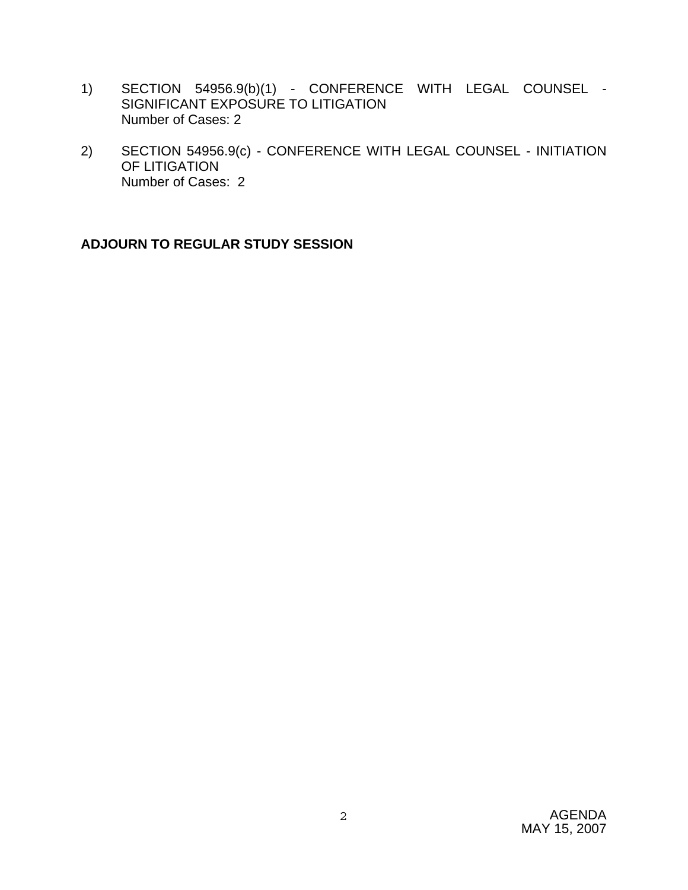1) SECTION 54956.9(b)(1) - CONFERENCE WITH LEGAL COUNSEL - SIGNIFICANT EXPOSURE TO LITIGATION
   Number of Cases: 2

2) SECTION 54956.9(c) - CONFERENCE WITH LEGAL COUNSEL - INITIATION OF LITIGATION
   Number of Cases: 2

**ADJOURN TO REGULAR STUDY SESSION**